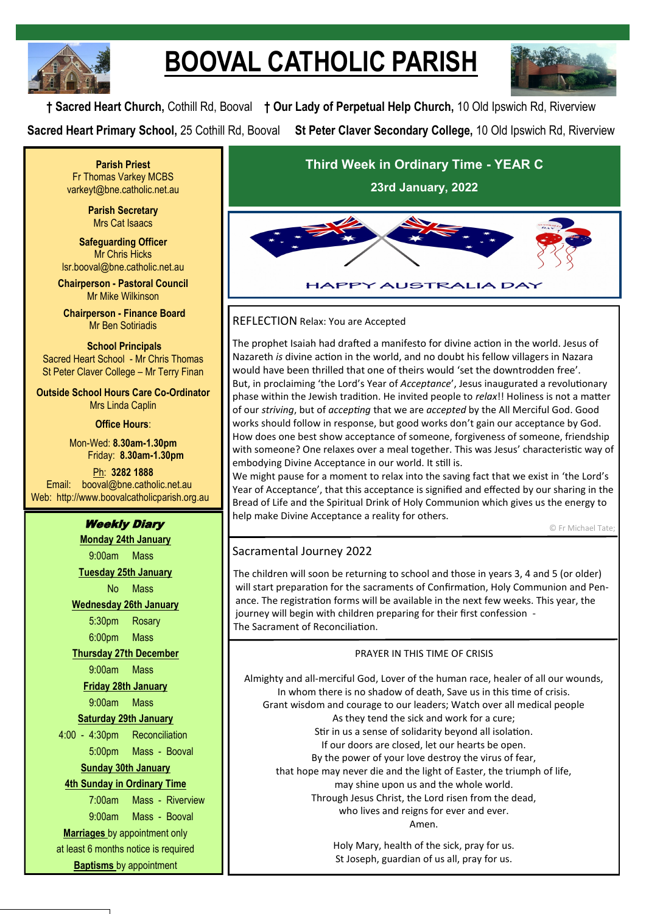# BOOVAL CATHOLIC PARISH

† **Sacred Heart Church,** Cothill Rd, Booval † **Our Lady of Perpetual Help Church,** 10 Old Ipswich Rd, Riverview

**Sacred Heart Primary School,** 25 Cothill Rd, Booval **St Peter Claver Secondary College,** 10 Old Ipswich Rd, Riverview

**Parish Priest**
Fr Thomas Varkey MCBS
varkeyt@bne.catholic.net.au

**Parish Secretary**
Mrs Cat Isaacs

**Safeguarding Officer**
Mr Chris Hicks
lsr.booval@bne.catholic.net.au

**Chairperson - Pastoral Council**
Mr Mike Wilkinson

**Chairperson - Finance Board**
Mr Ben Sotiriadis

**School Principals**
Sacred Heart School - Mr Chris Thomas
St Peter Claver College – Mr Terry Finan

**Outside School Hours Care Co-Ordinator**
Mrs Linda Caplin

**Office Hours**:

Mon-Wed: **8.30am-1.30pm**
Friday: **8.30am-1.30pm**

Ph: **3282 1888**
Email: booval@bne.catholic.net.au
Web: http://www.boovalcatholicparish.org.au

## *Weekly Diary*

**Monday 24th January**
9:00am Mass

**Tuesday 25th January**
No Mass

**Wednesday 26th January**
5:30pm Rosary
6:00pm Mass

**Thursday 27th December**
9:00am Mass

**Friday 28th January**
9:00am Mass

**Saturday 29th January**
4:00 - 4:30pm Reconciliation
5:00pm Mass - Booval

**Sunday 30th January**
**4th Sunday in Ordinary Time**
7:00am Mass - Riverview
9:00am Mass - Booval

**Marriages** by appointment only
at least 6 months notice is required

**Baptisms** by appointment

## Third Week in Ordinary Time - YEAR C

**23rd January, 2022**

HAPPY AUSTRALIA DAY

## REFLECTION Relax: You are Accepted

The prophet Isaiah had drafted a manifesto for divine action in the world. Jesus of Nazareth *is* divine action in the world, and no doubt his fellow villagers in Nazara would have been thrilled that one of theirs would 'set the downtrodden free'. But, in proclaiming 'the Lord's Year of *Acceptance*', Jesus inaugurated a revolutionary phase within the Jewish tradition. He invited people to *relax*!! Holiness is not a matter of our *striving*, but of *accepting* that we are *accepted* by the All Merciful God. Good works should follow in response, but good works don't gain our acceptance by God. How does one best show acceptance of someone, forgiveness of someone, friendship with someone? One relaxes over a meal together. This was Jesus' characteristic way of embodying Divine Acceptance in our world. It still is.

We might pause for a moment to relax into the saving fact that we exist in 'the Lord's Year of Acceptance', that this acceptance is signified and effected by our sharing in the Bread of Life and the Spiritual Drink of Holy Communion which gives us the energy to help make Divine Acceptance a reality for others.

© Fr Michael Tate;

## Sacramental Journey 2022

The children will soon be returning to school and those in years 3, 4 and 5 (or older) will start preparation for the sacraments of Confirmation, Holy Communion and Penance. The registration forms will be available in the next few weeks. This year, the journey will begin with children preparing for their first confession - The Sacrament of Reconciliation.

## PRAYER IN THIS TIME OF CRISIS

Almighty and all-merciful God, Lover of the human race, healer of all our wounds,
In whom there is no shadow of death, Save us in this time of crisis.
Grant wisdom and courage to our leaders; Watch over all medical people
As they tend the sick and work for a cure;
Stir in us a sense of solidarity beyond all isolation.
If our doors are closed, let our hearts be open.
By the power of your love destroy the virus of fear,
that hope may never die and the light of Easter, the triumph of life,
may shine upon us and the whole world.
Through Jesus Christ, the Lord risen from the dead,
who lives and reigns for ever and ever.
Amen.

Holy Mary, health of the sick, pray for us.
St Joseph, guardian of us all, pray for us.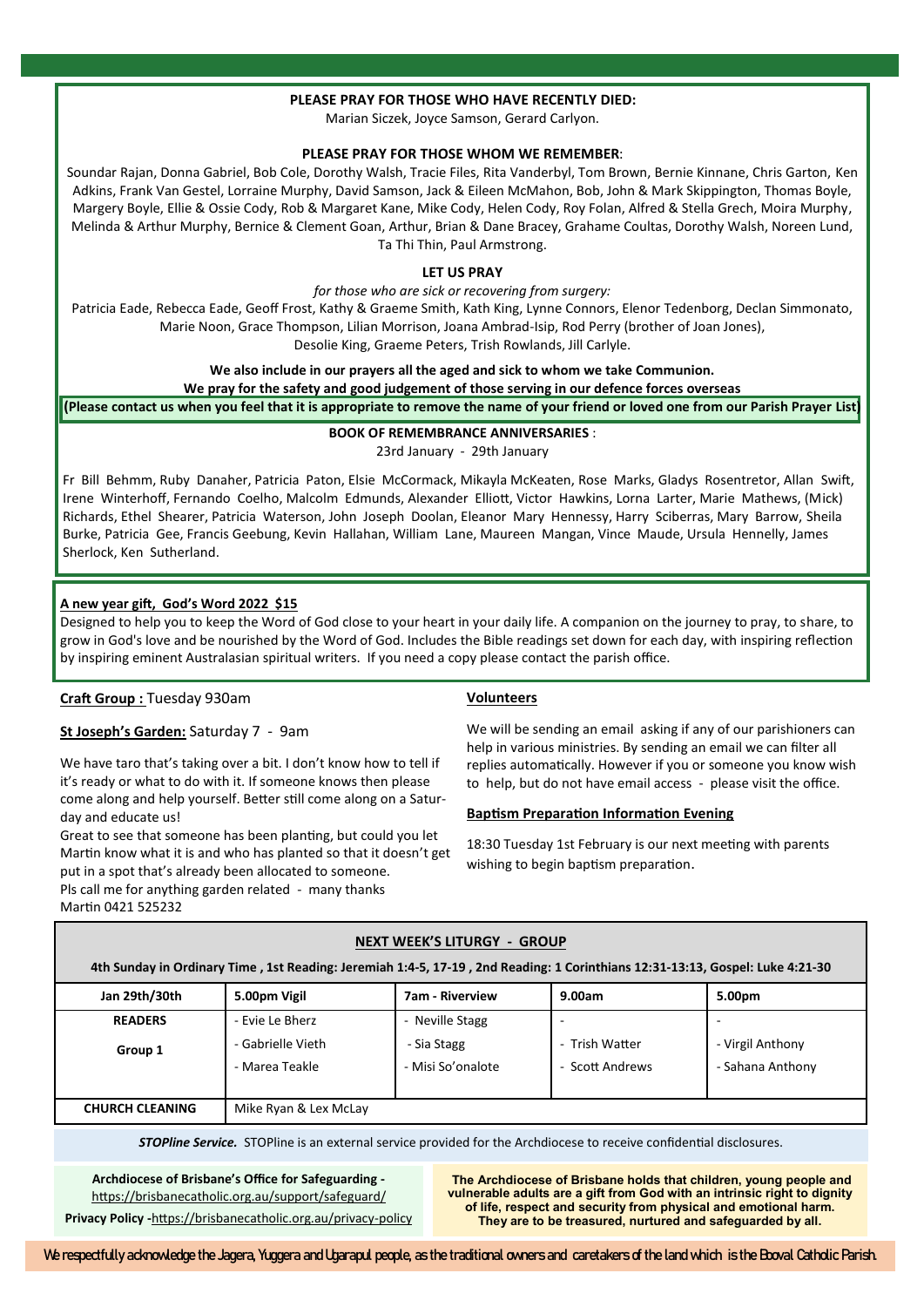**PLEASE PRAY FOR THOSE WHO HAVE RECENTLY DIED:**

Marian Siczek, Joyce Samson, Gerard Carlyon.

**PLEASE PRAY FOR THOSE WHOM WE REMEMBER**:

Soundar Rajan, Donna Gabriel, Bob Cole, Dorothy Walsh, Tracie Files, Rita Vanderbyl, Tom Brown, Bernie Kinnane, Chris Garton, Ken Adkins, Frank Van Gestel, Lorraine Murphy, David Samson, Jack & Eileen McMahon, Bob, John & Mark Skippington, Thomas Boyle, Margery Boyle, Ellie & Ossie Cody, Rob & Margaret Kane, Mike Cody, Helen Cody, Roy Folan, Alfred & Stella Grech, Moira Murphy, Melinda & Arthur Murphy, Bernice & Clement Goan, Arthur, Brian & Dane Bracey, Grahame Coultas, Dorothy Walsh, Noreen Lund, Ta Thi Thin, Paul Armstrong.

**LET US PRAY**

*for those who are sick or recovering from surgery:*

Patricia Eade, Rebecca Eade, Geoff Frost, Kathy & Graeme Smith, Kath King, Lynne Connors, Elenor Tedenborg, Declan Simmonato, Marie Noon, Grace Thompson, Lilian Morrison, Joana Ambrad-Isip, Rod Perry (brother of Joan Jones), Desolie King, Graeme Peters, Trish Rowlands, Jill Carlyle.

**We also include in our prayers all the aged and sick to whom we take Communion.**

**We pray for the safety and good judgement of those serving in our defence forces overseas**

**(Please contact us when you feel that it is appropriate to remove the name of your friend or loved one from our Parish Prayer List)**

**BOOK OF REMEMBRANCE ANNIVERSARIES** :

23rd January - 29th January

Fr Bill Behmm, Ruby Danaher, Patricia Paton, Elsie McCormack, Mikayla McKeaten, Rose Marks, Gladys Rosentretor, Allan Swift, Irene Winterhoff, Fernando Coelho, Malcolm Edmunds, Alexander Elliott, Victor Hawkins, Lorna Larter, Marie Mathews, (Mick) Richards, Ethel Shearer, Patricia Waterson, John Joseph Doolan, Eleanor Mary Hennessy, Harry Sciberras, Mary Barrow, Sheila Burke, Patricia Gee, Francis Geebung, Kevin Hallahan, William Lane, Maureen Mangan, Vince Maude, Ursula Hennelly, James Sherlock, Ken Sutherland.

**A new year gift, God's Word 2022 $15**

Designed to help you to keep the Word of God close to your heart in your daily life. A companion on the journey to pray, to share, to grow in God's love and be nourished by the Word of God. Includes the Bible readings set down for each day, with inspiring reflection by inspiring eminent Australasian spiritual writers. If you need a copy please contact the parish office.

**Craft Group :** Tuesday 930am

**St Joseph's Garden:** Saturday 7 - 9am

We have taro that's taking over a bit. I don't know how to tell if it's ready or what to do with it. If someone knows then please come along and help yourself. Better still come along on a Saturday and educate us!

Great to see that someone has been planting, but could you let Martin know what it is and who has planted so that it doesn't get put in a spot that's already been allocated to someone.

Pls call me for anything garden related - many thanks

Martin 0421 525232

**Volunteers**

We will be sending an email asking if any of our parishioners can help in various ministries. By sending an email we can filter all replies automatically. However if you or someone you know wish to help, but do not have email access - please visit the office.

**Baptism Preparation Information Evening**

18:30 Tuesday 1st February is our next meeting with parents wishing to begin baptism preparation.

**NEXT WEEK'S LITURGY - GROUP**

**4th Sunday in Ordinary Time , 1st Reading: Jeremiah 1:4-5, 17-19 , 2nd Reading: 1 Corinthians 12:31-13:13, Gospel: Luke 4:21-30**

| Jan 29th/30th | 5.00pm Vigil | 7am - Riverview | 9.00am | 5.00pm |
|---|---|---|---|---|
| READERS<br>Group 1 | - Evie Le Bherz<br>- Gabrielle Vieth<br>- Marea Teakle | - Neville Stagg<br>- Sia Stagg<br>- Misi So'onalote | -<br>- Trish Watter<br>- Scott Andrews | -<br>- Virgil Anthony<br>- Sahana Anthony |
| CHURCH CLEANING | Mike Ryan & Lex McLay | | | |

***STOPline Service.*** STOPline is an external service provided for the Archdiocese to receive confidential disclosures.

**Archdiocese of Brisbane's Office for Safeguarding -** https://brisbanecatholic.org.au/support/safeguard/

**Privacy Policy -** https://brisbanecatholic.org.au/privacy-policy

**The Archdiocese of Brisbane holds that children, young people and vulnerable adults are a gift from God with an intrinsic right to dignity of life, respect and security from physical and emotional harm. They are to be treasured, nurtured and safeguarded by all.**

We respectfully acknowledge the Jagera, Yuggera and Ugarapul people, as the traditional owners and caretakers of the land which is the Booval Catholic Parish.